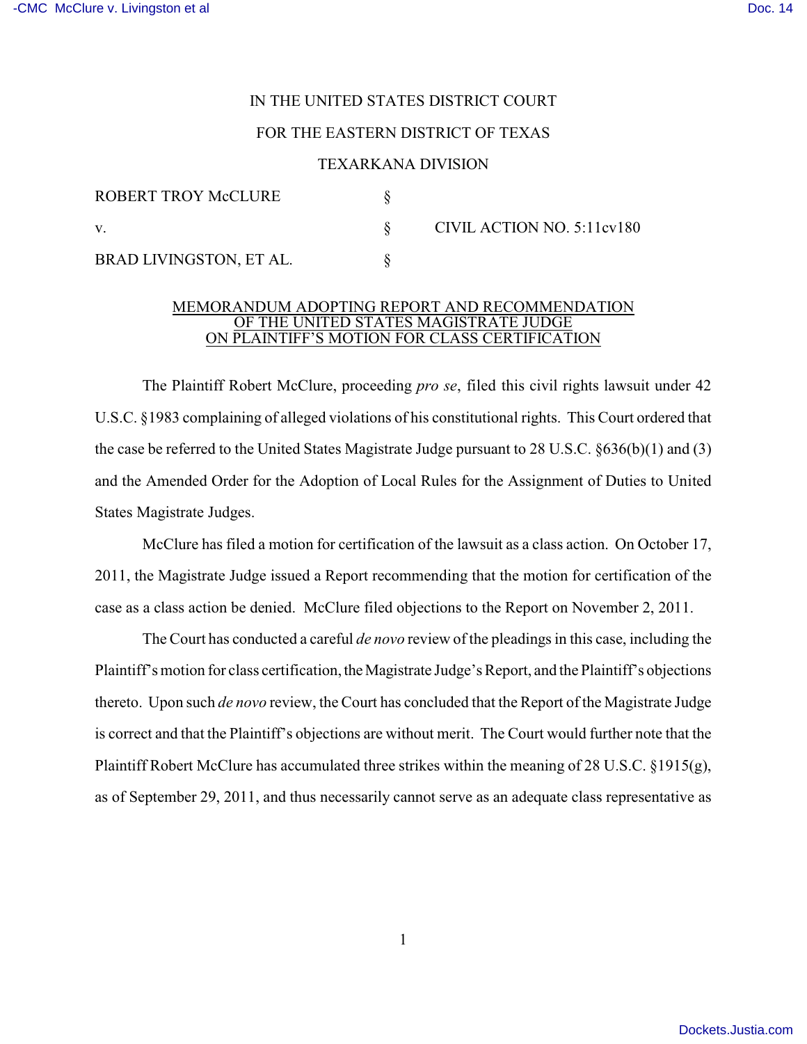IN THE UNITED STATES DISTRICT COURT

FOR THE EASTERN DISTRICT OF TEXAS

TEXARKANA DIVISION

| | | |
|---|---|---|
| ROBERT TROY McCLURE | § | |
| v. | § | CIVIL ACTION NO. 5:11cv180 |
| BRAD LIVINGSTON, ET AL. | § | |

MEMORANDUM ADOPTING REPORT AND RECOMMENDATION OF THE UNITED STATES MAGISTRATE JUDGE ON PLAINTIFF'S MOTION FOR CLASS CERTIFICATION

The Plaintiff Robert McClure, proceeding *pro se*, filed this civil rights lawsuit under 42 U.S.C. §1983 complaining of alleged violations of his constitutional rights. This Court ordered that the case be referred to the United States Magistrate Judge pursuant to 28 U.S.C. §636(b)(1) and (3) and the Amended Order for the Adoption of Local Rules for the Assignment of Duties to United States Magistrate Judges.

McClure has filed a motion for certification of the lawsuit as a class action. On October 17, 2011, the Magistrate Judge issued a Report recommending that the motion for certification of the case as a class action be denied. McClure filed objections to the Report on November 2, 2011.

The Court has conducted a careful *de novo* review of the pleadings in this case, including the Plaintiff's motion for class certification, the Magistrate Judge's Report, and the Plaintiff's objections thereto. Upon such *de novo* review, the Court has concluded that the Report of the Magistrate Judge is correct and that the Plaintiff's objections are without merit. The Court would further note that the Plaintiff Robert McClure has accumulated three strikes within the meaning of 28 U.S.C. §1915(g), as of September 29, 2011, and thus necessarily cannot serve as an adequate class representative as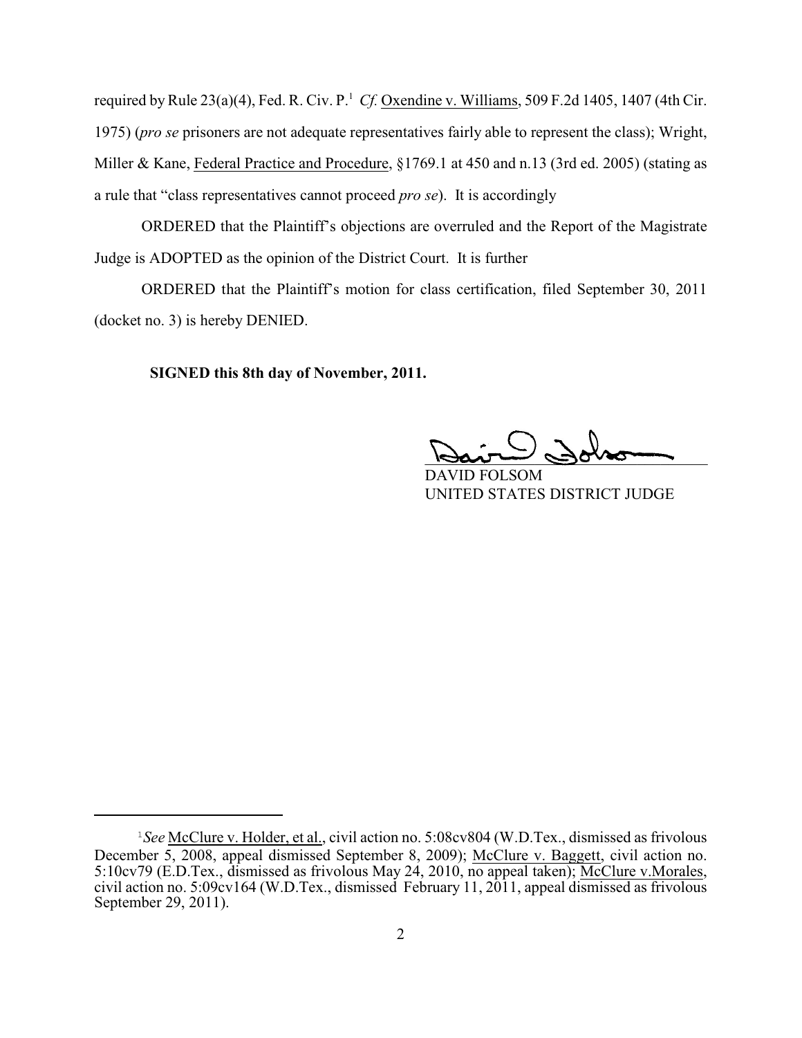required by Rule 23(a)(4), Fed. R. Civ. P.[1] *Cf.* Oxendine v. Williams, 509 F.2d 1405, 1407 (4th Cir. 1975) (*pro se* prisoners are not adequate representatives fairly able to represent the class); Wright, Miller & Kane, Federal Practice and Procedure, §1769.1 at 450 and n.13 (3rd ed. 2005) (stating as a rule that "class representatives cannot proceed *pro se*). It is accordingly

ORDERED that the Plaintiff's objections are overruled and the Report of the Magistrate Judge is ADOPTED as the opinion of the District Court. It is further

ORDERED that the Plaintiff's motion for class certification, filed September 30, 2011 (docket no. 3) is hereby DENIED.

**SIGNED this 8th day of November, 2011.**

DAVID FOLSOM
UNITED STATES DISTRICT JUDGE

---

[1] *See* McClure v. Holder, et al., civil action no. 5:08cv804 (W.D.Tex., dismissed as frivolous December 5, 2008, appeal dismissed September 8, 2009); McClure v. Baggett, civil action no. 5:10cv79 (E.D.Tex., dismissed as frivolous May 24, 2010, no appeal taken); McClure v.Morales, civil action no. 5:09cv164 (W.D.Tex., dismissed February 11, 2011, appeal dismissed as frivolous September 29, 2011).